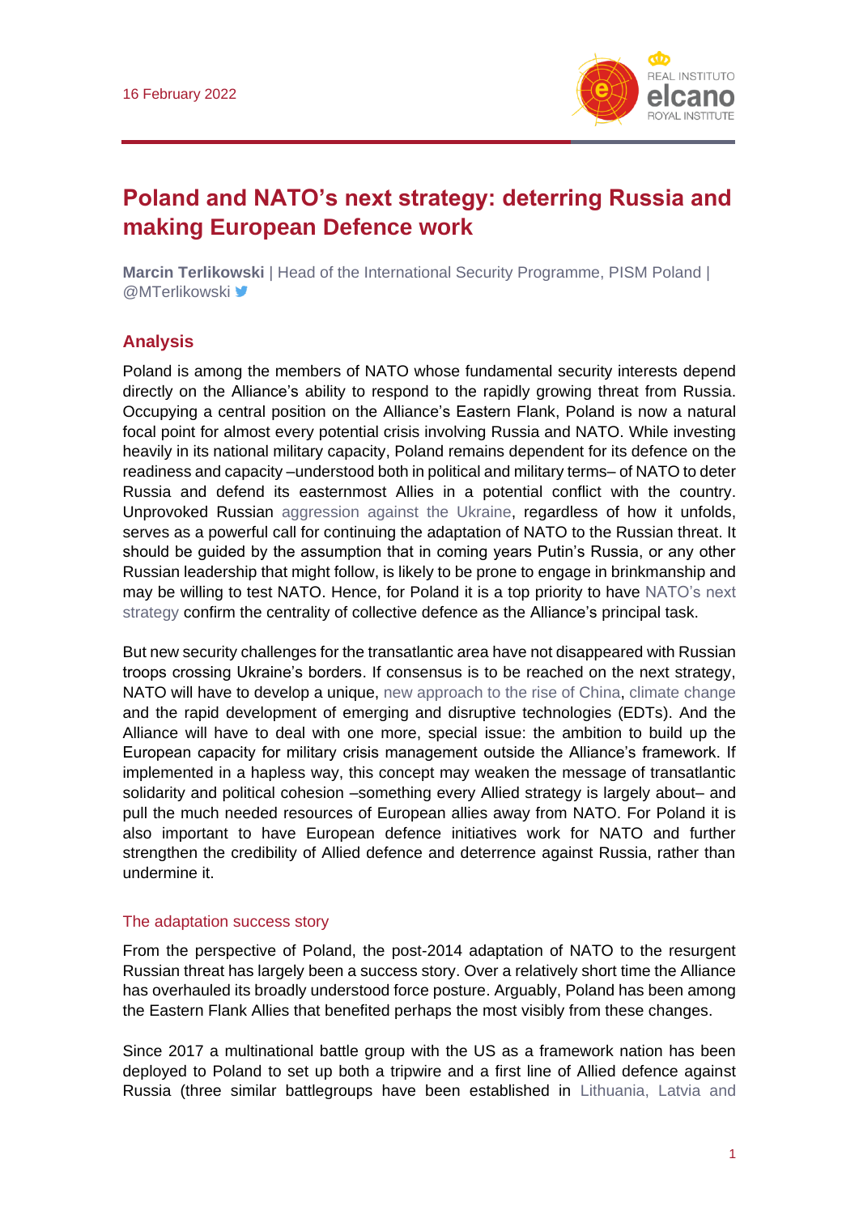16 February 2022

# Poland and NATO's next strategy: deterring Russia and making European Defence work

**Marcin Terlikowski** | Head of the International Security Programme, PISM Poland | @MTerlikowski

## Analysis

Poland is among the members of NATO whose fundamental security interests depend directly on the Alliance's ability to respond to the rapidly growing threat from Russia. Occupying a central position on the Alliance's Eastern Flank, Poland is now a natural focal point for almost every potential crisis involving Russia and NATO. While investing heavily in its national military capacity, Poland remains dependent for its defence on the readiness and capacity –understood both in political and military terms– of NATO to deter Russia and defend its easternmost Allies in a potential conflict with the country. Unprovoked Russian aggression against the Ukraine, regardless of how it unfolds, serves as a powerful call for continuing the adaptation of NATO to the Russian threat. It should be guided by the assumption that in coming years Putin's Russia, or any other Russian leadership that might follow, is likely to be prone to engage in brinkmanship and may be willing to test NATO. Hence, for Poland it is a top priority to have NATO's next strategy confirm the centrality of collective defence as the Alliance's principal task.

But new security challenges for the transatlantic area have not disappeared with Russian troops crossing Ukraine's borders. If consensus is to be reached on the next strategy, NATO will have to develop a unique, new approach to the rise of China, climate change and the rapid development of emerging and disruptive technologies (EDTs). And the Alliance will have to deal with one more, special issue: the ambition to build up the European capacity for military crisis management outside the Alliance's framework. If implemented in a hapless way, this concept may weaken the message of transatlantic solidarity and political cohesion –something every Allied strategy is largely about– and pull the much needed resources of European allies away from NATO. For Poland it is also important to have European defence initiatives work for NATO and further strengthen the credibility of Allied defence and deterrence against Russia, rather than undermine it.

### The adaptation success story

From the perspective of Poland, the post-2014 adaptation of NATO to the resurgent Russian threat has largely been a success story. Over a relatively short time the Alliance has overhauled its broadly understood force posture. Arguably, Poland has been among the Eastern Flank Allies that benefited perhaps the most visibly from these changes.

Since 2017 a multinational battle group with the US as a framework nation has been deployed to Poland to set up both a tripwire and a first line of Allied defence against Russia (three similar battlegroups have been established in Lithuania, Latvia and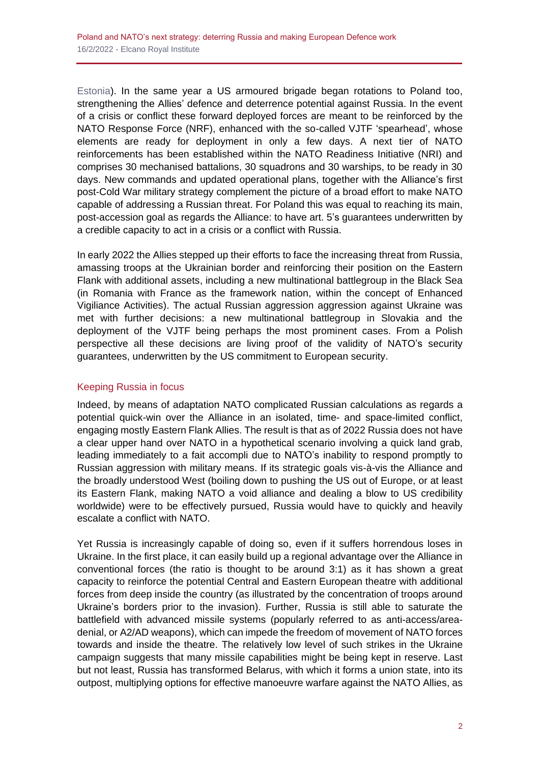Estonia). In the same year a US armoured brigade began rotations to Poland too, strengthening the Allies' defence and deterrence potential against Russia. In the event of a crisis or conflict these forward deployed forces are meant to be reinforced by the NATO Response Force (NRF), enhanced with the so-called VJTF 'spearhead', whose elements are ready for deployment in only a few days. A next tier of NATO reinforcements has been established within the NATO Readiness Initiative (NRI) and comprises 30 mechanised battalions, 30 squadrons and 30 warships, to be ready in 30 days. New commands and updated operational plans, together with the Alliance's first post-Cold War military strategy complement the picture of a broad effort to make NATO capable of addressing a Russian threat. For Poland this was equal to reaching its main, post-accession goal as regards the Alliance: to have art. 5's guarantees underwritten by a credible capacity to act in a crisis or a conflict with Russia.

In early 2022 the Allies stepped up their efforts to face the increasing threat from Russia, amassing troops at the Ukrainian border and reinforcing their position on the Eastern Flank with additional assets, including a new multinational battlegroup in the Black Sea (in Romania with France as the framework nation, within the concept of Enhanced Vigiliance Activities). The actual Russian aggression aggression against Ukraine was met with further decisions: a new multinational battlegroup in Slovakia and the deployment of the VJTF being perhaps the most prominent cases. From a Polish perspective all these decisions are living proof of the validity of NATO's security guarantees, underwritten by the US commitment to European security.

## Keeping Russia in focus

Indeed, by means of adaptation NATO complicated Russian calculations as regards a potential quick-win over the Alliance in an isolated, time- and space-limited conflict, engaging mostly Eastern Flank Allies. The result is that as of 2022 Russia does not have a clear upper hand over NATO in a hypothetical scenario involving a quick land grab, leading immediately to a fait accompli due to NATO's inability to respond promptly to Russian aggression with military means. If its strategic goals vis-à-vis the Alliance and the broadly understood West (boiling down to pushing the US out of Europe, or at least its Eastern Flank, making NATO a void alliance and dealing a blow to US credibility worldwide) were to be effectively pursued, Russia would have to quickly and heavily escalate a conflict with NATO.

Yet Russia is increasingly capable of doing so, even if it suffers horrendous loses in Ukraine. In the first place, it can easily build up a regional advantage over the Alliance in conventional forces (the ratio is thought to be around 3:1) as it has shown a great capacity to reinforce the potential Central and Eastern European theatre with additional forces from deep inside the country (as illustrated by the concentration of troops around Ukraine's borders prior to the invasion). Further, Russia is still able to saturate the battlefield with advanced missile systems (popularly referred to as anti-access/area-denial, or A2/AD weapons), which can impede the freedom of movement of NATO forces towards and inside the theatre. The relatively low level of such strikes in the Ukraine campaign suggests that many missile capabilities might be being kept in reserve. Last but not least, Russia has transformed Belarus, with which it forms a union state, into its outpost, multiplying options for effective manoeuvre warfare against the NATO Allies, as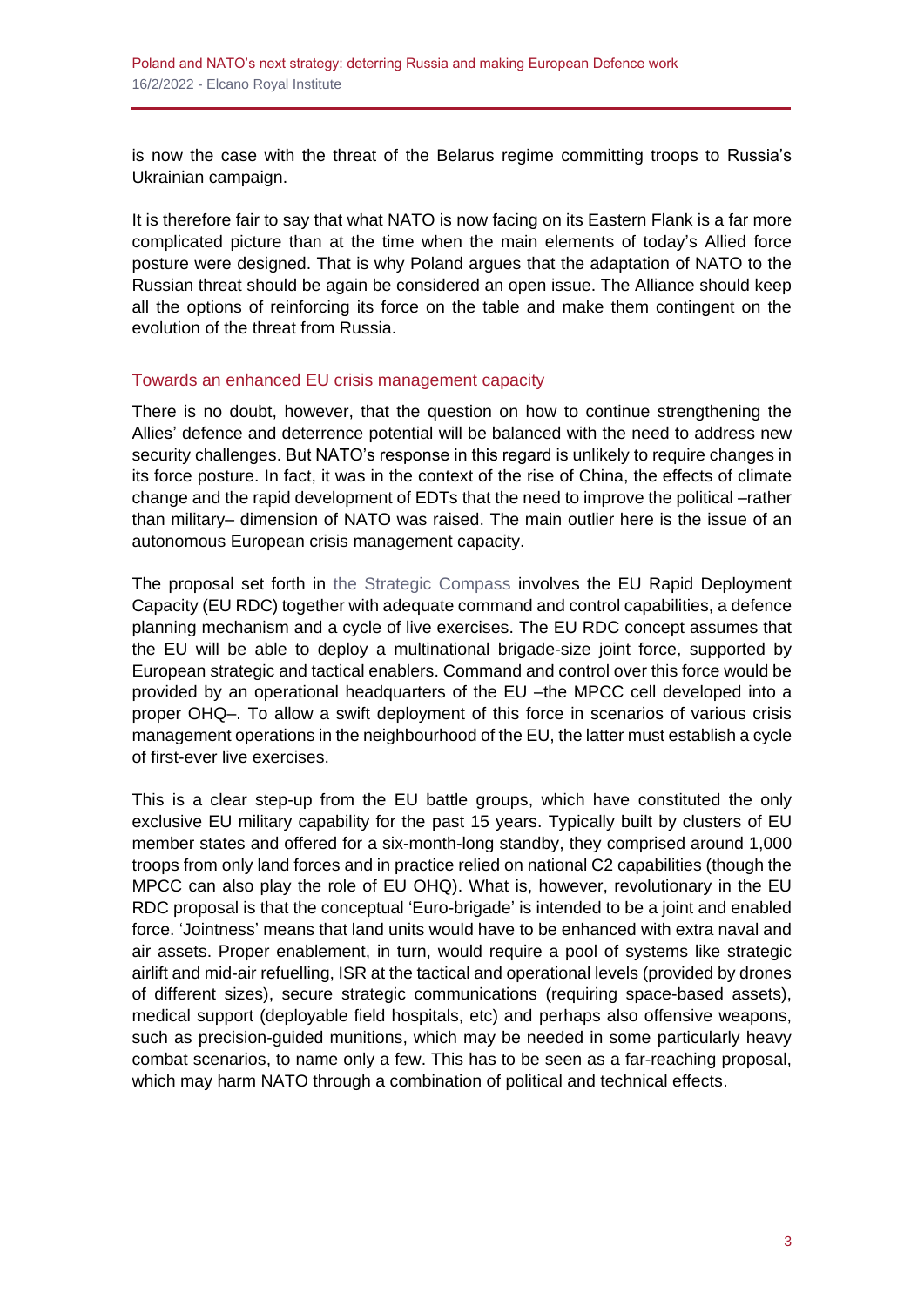is now the case with the threat of the Belarus regime committing troops to Russia's Ukrainian campaign.

It is therefore fair to say that what NATO is now facing on its Eastern Flank is a far more complicated picture than at the time when the main elements of today's Allied force posture were designed. That is why Poland argues that the adaptation of NATO to the Russian threat should be again be considered an open issue. The Alliance should keep all the options of reinforcing its force on the table and make them contingent on the evolution of the threat from Russia.

## Towards an enhanced EU crisis management capacity

There is no doubt, however, that the question on how to continue strengthening the Allies' defence and deterrence potential will be balanced with the need to address new security challenges. But NATO's response in this regard is unlikely to require changes in its force posture. In fact, it was in the context of the rise of China, the effects of climate change and the rapid development of EDTs that the need to improve the political –rather than military– dimension of NATO was raised. The main outlier here is the issue of an autonomous European crisis management capacity.

The proposal set forth in the Strategic Compass involves the EU Rapid Deployment Capacity (EU RDC) together with adequate command and control capabilities, a defence planning mechanism and a cycle of live exercises. The EU RDC concept assumes that the EU will be able to deploy a multinational brigade-size joint force, supported by European strategic and tactical enablers. Command and control over this force would be provided by an operational headquarters of the EU –the MPCC cell developed into a proper OHQ–. To allow a swift deployment of this force in scenarios of various crisis management operations in the neighbourhood of the EU, the latter must establish a cycle of first-ever live exercises.

This is a clear step-up from the EU battle groups, which have constituted the only exclusive EU military capability for the past 15 years. Typically built by clusters of EU member states and offered for a six-month-long standby, they comprised around 1,000 troops from only land forces and in practice relied on national C2 capabilities (though the MPCC can also play the role of EU OHQ). What is, however, revolutionary in the EU RDC proposal is that the conceptual 'Euro-brigade' is intended to be a joint and enabled force. 'Jointness' means that land units would have to be enhanced with extra naval and air assets. Proper enablement, in turn, would require a pool of systems like strategic airlift and mid-air refuelling, ISR at the tactical and operational levels (provided by drones of different sizes), secure strategic communications (requiring space-based assets), medical support (deployable field hospitals, etc) and perhaps also offensive weapons, such as precision-guided munitions, which may be needed in some particularly heavy combat scenarios, to name only a few. This has to be seen as a far-reaching proposal, which may harm NATO through a combination of political and technical effects.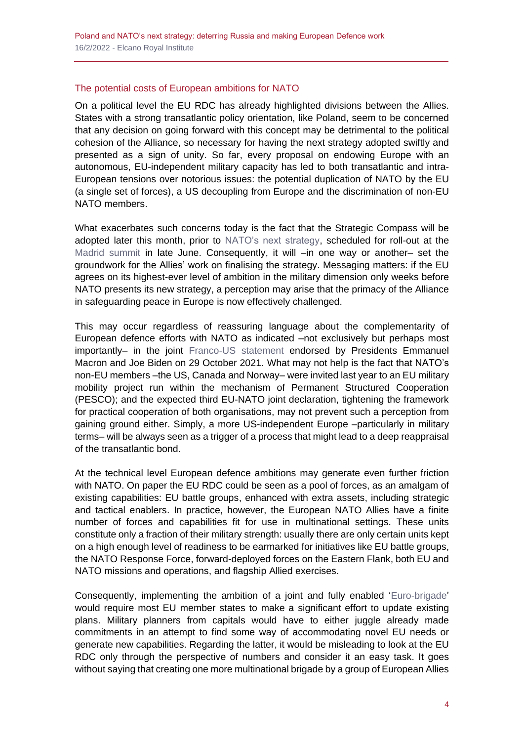## The potential costs of European ambitions for NATO

On a political level the EU RDC has already highlighted divisions between the Allies. States with a strong transatlantic policy orientation, like Poland, seem to be concerned that any decision on going forward with this concept may be detrimental to the political cohesion of the Alliance, so necessary for having the next strategy adopted swiftly and presented as a sign of unity. So far, every proposal on endowing Europe with an autonomous, EU-independent military capacity has led to both transatlantic and intra-European tensions over notorious issues: the potential duplication of NATO by the EU (a single set of forces), a US decoupling from Europe and the discrimination of non-EU NATO members.

What exacerbates such concerns today is the fact that the Strategic Compass will be adopted later this month, prior to NATO's next strategy, scheduled for roll-out at the Madrid summit in late June. Consequently, it will –in one way or another– set the groundwork for the Allies' work on finalising the strategy. Messaging matters: if the EU agrees on its highest-ever level of ambition in the military dimension only weeks before NATO presents its new strategy, a perception may arise that the primacy of the Alliance in safeguarding peace in Europe is now effectively challenged.

This may occur regardless of reassuring language about the complementarity of European defence efforts with NATO as indicated –not exclusively but perhaps most importantly– in the joint Franco-US statement endorsed by Presidents Emmanuel Macron and Joe Biden on 29 October 2021. What may not help is the fact that NATO's non-EU members –the US, Canada and Norway– were invited last year to an EU military mobility project run within the mechanism of Permanent Structured Cooperation (PESCO); and the expected third EU-NATO joint declaration, tightening the framework for practical cooperation of both organisations, may not prevent such a perception from gaining ground either. Simply, a more US-independent Europe –particularly in military terms– will be always seen as a trigger of a process that might lead to a deep reappraisal of the transatlantic bond.

At the technical level European defence ambitions may generate even further friction with NATO. On paper the EU RDC could be seen as a pool of forces, as an amalgam of existing capabilities: EU battle groups, enhanced with extra assets, including strategic and tactical enablers. In practice, however, the European NATO Allies have a finite number of forces and capabilities fit for use in multinational settings. These units constitute only a fraction of their military strength: usually there are only certain units kept on a high enough level of readiness to be earmarked for initiatives like EU battle groups, the NATO Response Force, forward-deployed forces on the Eastern Flank, both EU and NATO missions and operations, and flagship Allied exercises.

Consequently, implementing the ambition of a joint and fully enabled 'Euro-brigade' would require most EU member states to make a significant effort to update existing plans. Military planners from capitals would have to either juggle already made commitments in an attempt to find some way of accommodating novel EU needs or generate new capabilities. Regarding the latter, it would be misleading to look at the EU RDC only through the perspective of numbers and consider it an easy task. It goes without saying that creating one more multinational brigade by a group of European Allies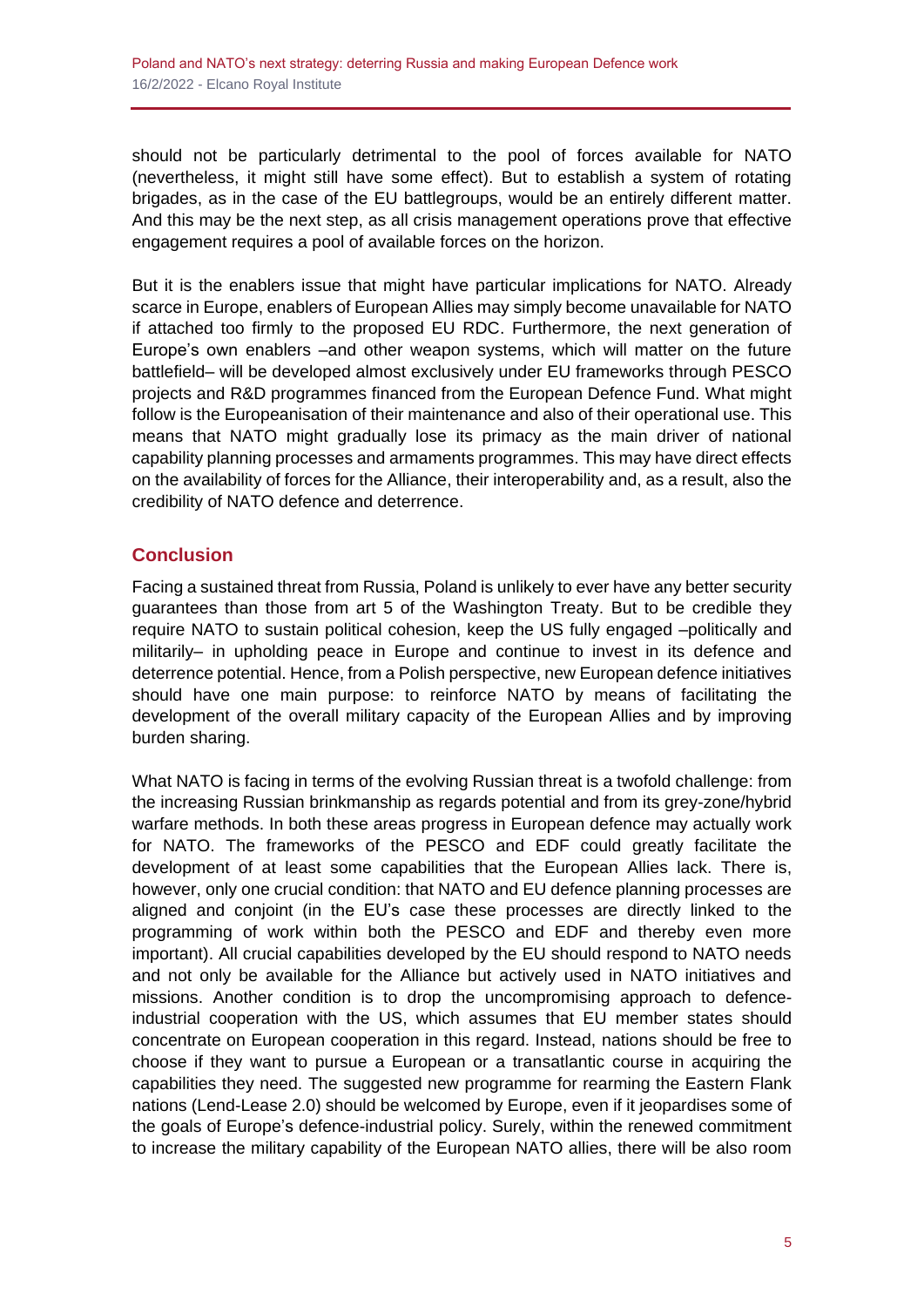should not be particularly detrimental to the pool of forces available for NATO (nevertheless, it might still have some effect). But to establish a system of rotating brigades, as in the case of the EU battlegroups, would be an entirely different matter. And this may be the next step, as all crisis management operations prove that effective engagement requires a pool of available forces on the horizon.

But it is the enablers issue that might have particular implications for NATO. Already scarce in Europe, enablers of European Allies may simply become unavailable for NATO if attached too firmly to the proposed EU RDC. Furthermore, the next generation of Europe's own enablers –and other weapon systems, which will matter on the future battlefield– will be developed almost exclusively under EU frameworks through PESCO projects and R&D programmes financed from the European Defence Fund. What might follow is the Europeanisation of their maintenance and also of their operational use. This means that NATO might gradually lose its primacy as the main driver of national capability planning processes and armaments programmes. This may have direct effects on the availability of forces for the Alliance, their interoperability and, as a result, also the credibility of NATO defence and deterrence.

## Conclusion

Facing a sustained threat from Russia, Poland is unlikely to ever have any better security guarantees than those from art 5 of the Washington Treaty. But to be credible they require NATO to sustain political cohesion, keep the US fully engaged –politically and militarily– in upholding peace in Europe and continue to invest in its defence and deterrence potential. Hence, from a Polish perspective, new European defence initiatives should have one main purpose: to reinforce NATO by means of facilitating the development of the overall military capacity of the European Allies and by improving burden sharing.

What NATO is facing in terms of the evolving Russian threat is a twofold challenge: from the increasing Russian brinkmanship as regards potential and from its grey-zone/hybrid warfare methods. In both these areas progress in European defence may actually work for NATO. The frameworks of the PESCO and EDF could greatly facilitate the development of at least some capabilities that the European Allies lack. There is, however, only one crucial condition: that NATO and EU defence planning processes are aligned and conjoint (in the EU's case these processes are directly linked to the programming of work within both the PESCO and EDF and thereby even more important). All crucial capabilities developed by the EU should respond to NATO needs and not only be available for the Alliance but actively used in NATO initiatives and missions. Another condition is to drop the uncompromising approach to defence-industrial cooperation with the US, which assumes that EU member states should concentrate on European cooperation in this regard. Instead, nations should be free to choose if they want to pursue a European or a transatlantic course in acquiring the capabilities they need. The suggested new programme for rearming the Eastern Flank nations (Lend-Lease 2.0) should be welcomed by Europe, even if it jeopardises some of the goals of Europe's defence-industrial policy. Surely, within the renewed commitment to increase the military capability of the European NATO allies, there will be also room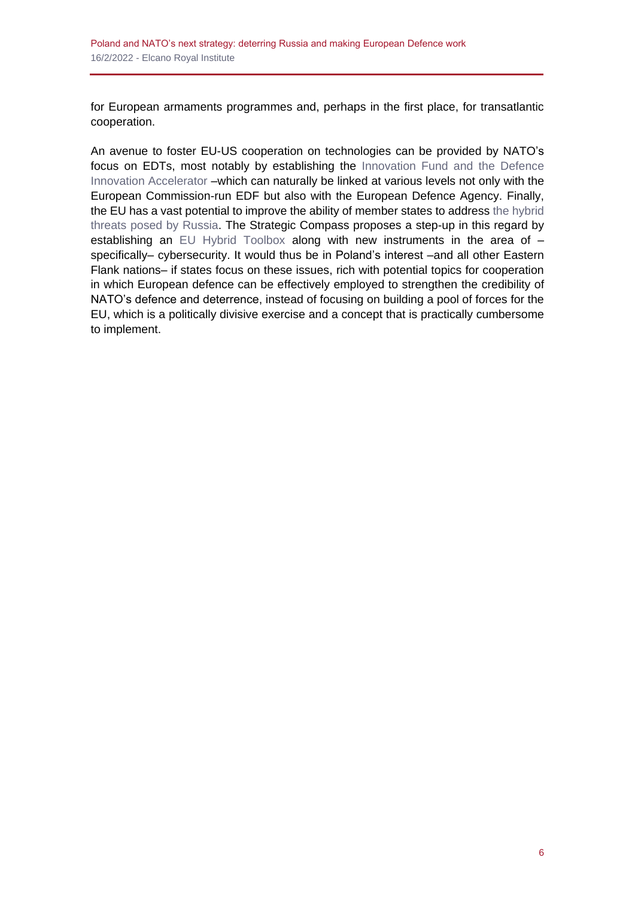for European armaments programmes and, perhaps in the first place, for transatlantic cooperation.

An avenue to foster EU-US cooperation on technologies can be provided by NATO's focus on EDTs, most notably by establishing the Innovation Fund and the Defence Innovation Accelerator –which can naturally be linked at various levels not only with the European Commission-run EDF but also with the European Defence Agency. Finally, the EU has a vast potential to improve the ability of member states to address the hybrid threats posed by Russia. The Strategic Compass proposes a step-up in this regard by establishing an EU Hybrid Toolbox along with new instruments in the area of –specifically– cybersecurity. It would thus be in Poland's interest –and all other Eastern Flank nations– if states focus on these issues, rich with potential topics for cooperation in which European defence can be effectively employed to strengthen the credibility of NATO's defence and deterrence, instead of focusing on building a pool of forces for the EU, which is a politically divisive exercise and a concept that is practically cumbersome to implement.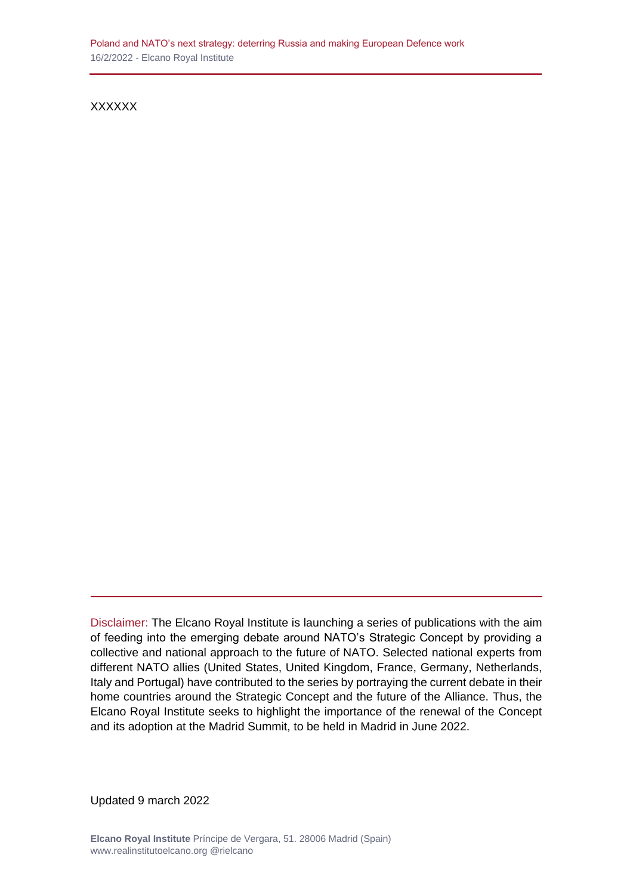XXXXXX

Disclaimer: The Elcano Royal Institute is launching a series of publications with the aim of feeding into the emerging debate around NATO's Strategic Concept by providing a collective and national approach to the future of NATO. Selected national experts from different NATO allies (United States, United Kingdom, France, Germany, Netherlands, Italy and Portugal) have contributed to the series by portraying the current debate in their home countries around the Strategic Concept and the future of the Alliance. Thus, the Elcano Royal Institute seeks to highlight the importance of the renewal of the Concept and its adoption at the Madrid Summit, to be held in Madrid in June 2022.

Updated 9 march 2022